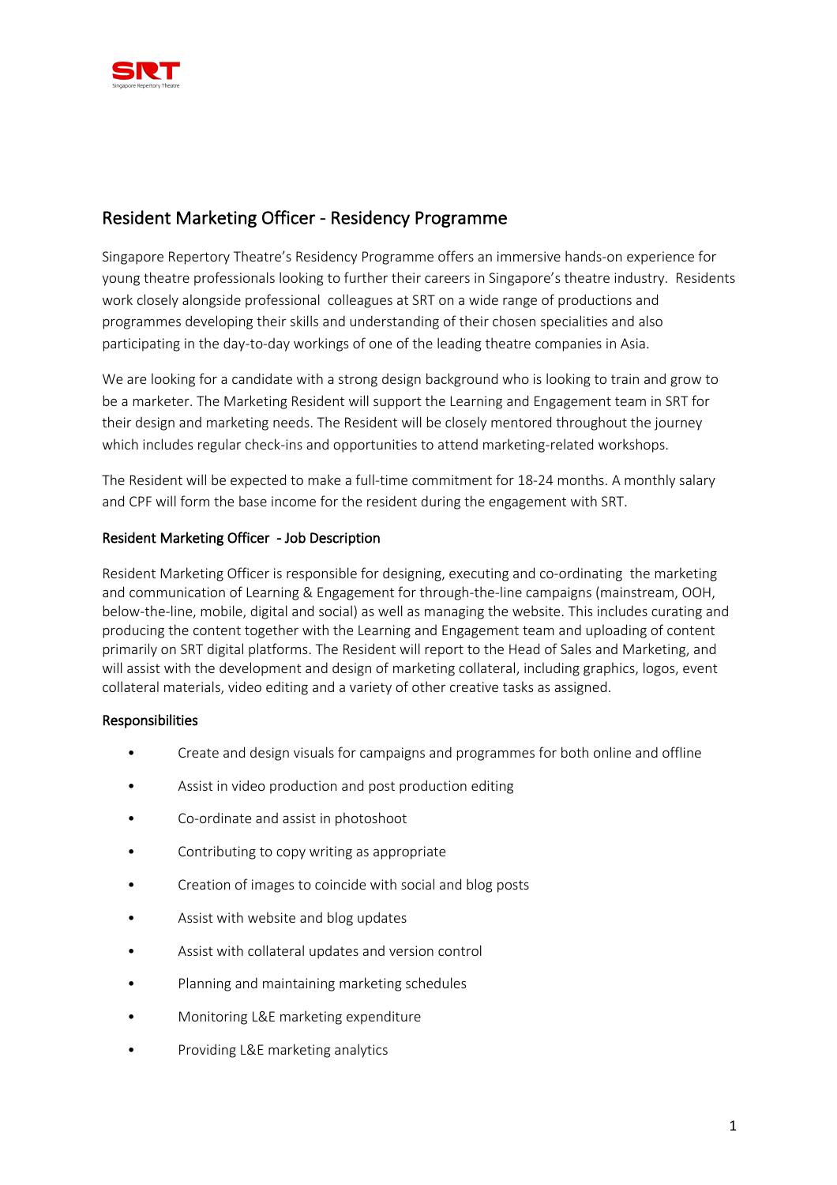## Resident Marketing Officer - Residency Programme

Singapore Repertory Theatre's Residency Programme offers an immersive hands-on experience for young theatre professionals looking to further their careers in Singapore's theatre industry. Residents work closely alongside professional colleagues at SRT on a wide range of productions and programmes developing their skills and understanding of their chosen specialities and also participating in the day-to-day workings of one of the leading theatre companies in Asia.

We are looking for a candidate with a strong design background who is looking to train and grow to be a marketer. The Marketing Resident will support the Learning and Engagement team in SRT for their design and marketing needs. The Resident will be closely mentored throughout the journey which includes regular check-ins and opportunities to attend marketing-related workshops.

The Resident will be expected to make a full-time commitment for 18-24 months. A monthly salary and CPF will form the base income for the resident during the engagement with SRT.

### Resident Marketing Officer - Job Description

Resident Marketing Officer is responsible for designing, executing and co-ordinating the marketing and communication of Learning & Engagement for through-the-line campaigns (mainstream, OOH, below-the-line, mobile, digital and social) as well as managing the website. This includes curating and producing the content together with the Learning and Engagement team and uploading of content primarily on SRT digital platforms. The Resident will report to the Head of Sales and Marketing, and will assist with the development and design of marketing collateral, including graphics, logos, event collateral materials, video editing and a variety of other creative tasks as assigned.

### Responsibilities

- Create and design visuals for campaigns and programmes for both online and offline
- Assist in video production and post production editing
- Co-ordinate and assist in photoshoot
- Contributing to copy writing as appropriate
- Creation of images to coincide with social and blog posts
- Assist with website and blog updates
- Assist with collateral updates and version control
- Planning and maintaining marketing schedules
- Monitoring L&E marketing expenditure
- Providing L&E marketing analytics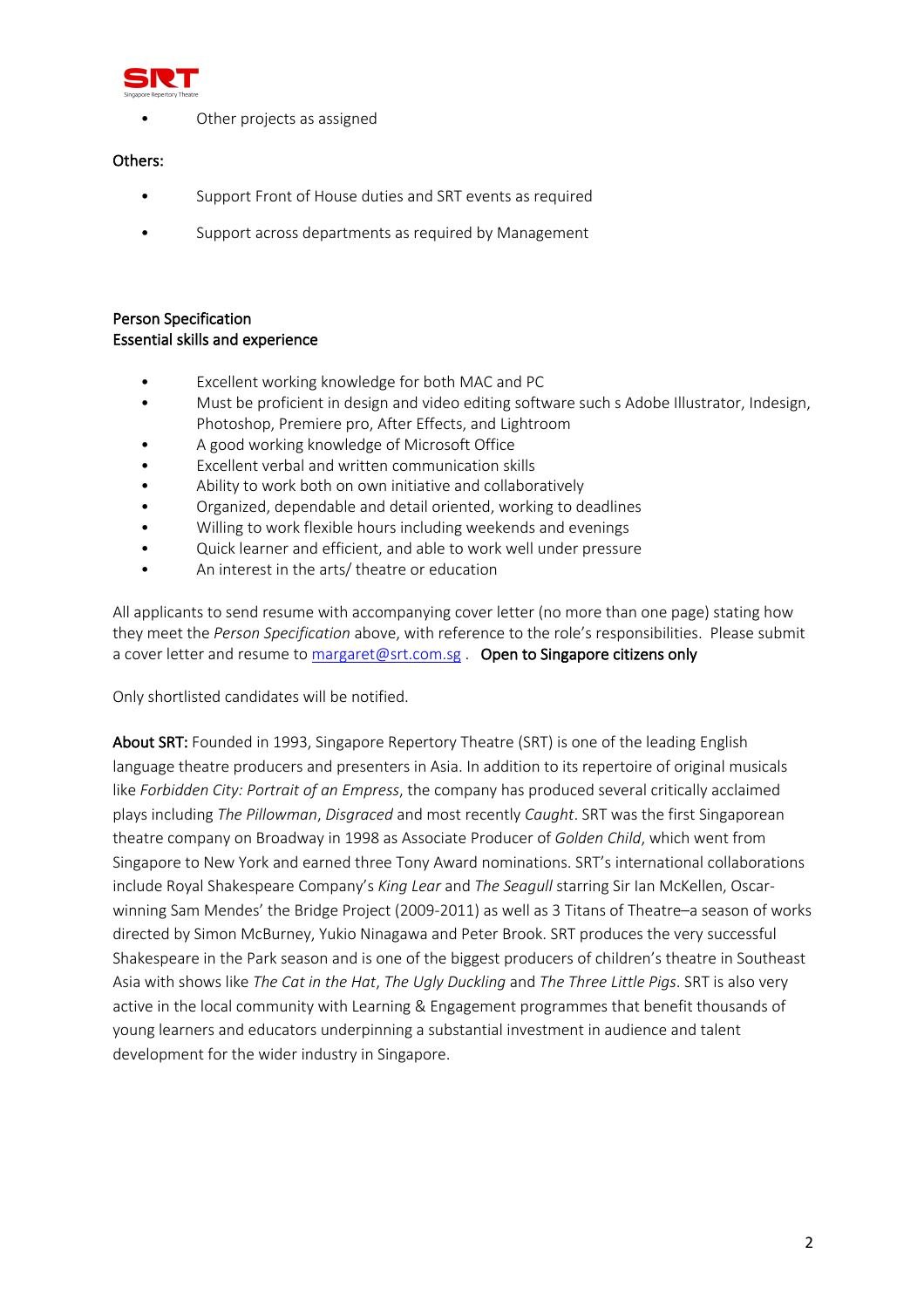- Other projects as assigned

Others:

- Support Front of House duties and SRT events as required
- Support across departments as required by Management

**Person Specification**
**Essential skills and experience**

- Excellent working knowledge for both MAC and PC
- Must be proficient in design and video editing software such s Adobe Illustrator, Indesign, Photoshop, Premiere pro, After Effects, and Lightroom
- A good working knowledge of Microsoft Office
- Excellent verbal and written communication skills
- Ability to work both on own initiative and collaboratively
- Organized, dependable and detail oriented, working to deadlines
- Willing to work flexible hours including weekends and evenings
- Quick learner and efficient, and able to work well under pressure
- An interest in the arts/ theatre or education

All applicants to send resume with accompanying cover letter (no more than one page) stating how they meet the *Person Specification* above, with reference to the role's responsibilities. Please submit a cover letter and resume to margaret@srt.com.sg . **Open to Singapore citizens only**

Only shortlisted candidates will be notified.

**About SRT:** Founded in 1993, Singapore Repertory Theatre (SRT) is one of the leading English language theatre producers and presenters in Asia. In addition to its repertoire of original musicals like *Forbidden City: Portrait of an Empress*, the company has produced several critically acclaimed plays including *The Pillowman*, *Disgraced* and most recently *Caught*. SRT was the first Singaporean theatre company on Broadway in 1998 as Associate Producer of *Golden Child*, which went from Singapore to New York and earned three Tony Award nominations. SRT's international collaborations include Royal Shakespeare Company's *King Lear* and *The Seagull* starring Sir Ian McKellen, Oscar-winning Sam Mendes' the Bridge Project (2009-2011) as well as 3 Titans of Theatre–a season of works directed by Simon McBurney, Yukio Ninagawa and Peter Brook. SRT produces the very successful Shakespeare in the Park season and is one of the biggest producers of children's theatre in Southeast Asia with shows like *The Cat in the Hat*, *The Ugly Duckling* and *The Three Little Pigs*. SRT is also very active in the local community with Learning & Engagement programmes that benefit thousands of young learners and educators underpinning a substantial investment in audience and talent development for the wider industry in Singapore.